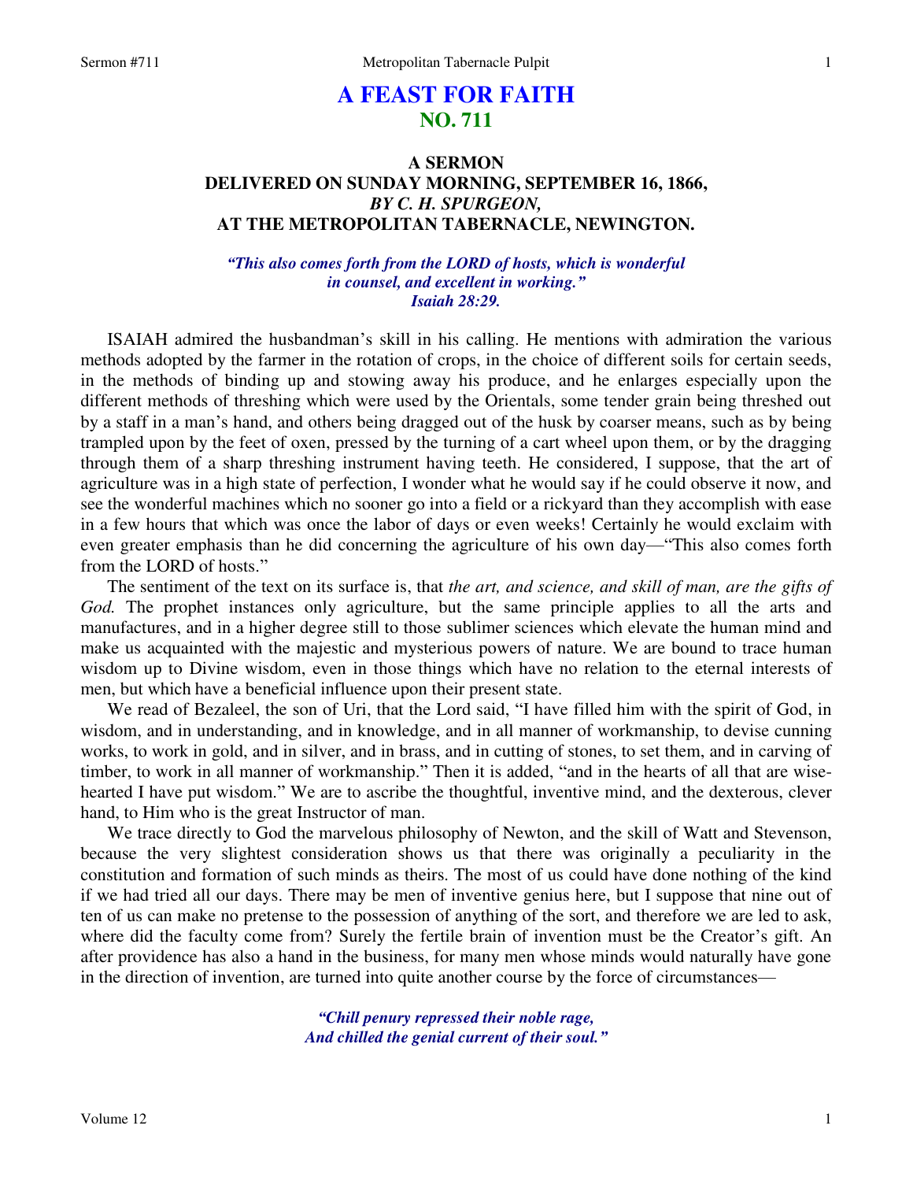# A FEAST FOR FAITH
## NO. 711

### A SERMON
### DELIVERED ON SUNDAY MORNING, SEPTEMBER 16, 1866,
### *BY C. H. SPURGEON,*
### AT THE METROPOLITAN TABERNACLE, NEWINGTON.

*"This also comes forth from the LORD of hosts, which is wonderful in counsel, and excellent in working." Isaiah 28:29.*

ISAIAH admired the husbandman's skill in his calling. He mentions with admiration the various methods adopted by the farmer in the rotation of crops, in the choice of different soils for certain seeds, in the methods of binding up and stowing away his produce, and he enlarges especially upon the different methods of threshing which were used by the Orientals, some tender grain being threshed out by a staff in a man's hand, and others being dragged out of the husk by coarser means, such as by being trampled upon by the feet of oxen, pressed by the turning of a cart wheel upon them, or by the dragging through them of a sharp threshing instrument having teeth. He considered, I suppose, that the art of agriculture was in a high state of perfection, I wonder what he would say if he could observe it now, and see the wonderful machines which no sooner go into a field or a rickyard than they accomplish with ease in a few hours that which was once the labor of days or even weeks! Certainly he would exclaim with even greater emphasis than he did concerning the agriculture of his own day—"This also comes forth from the LORD of hosts."

The sentiment of the text on its surface is, that *the art, and science, and skill of man, are the gifts of God.* The prophet instances only agriculture, but the same principle applies to all the arts and manufactures, and in a higher degree still to those sublimer sciences which elevate the human mind and make us acquainted with the majestic and mysterious powers of nature. We are bound to trace human wisdom up to Divine wisdom, even in those things which have no relation to the eternal interests of men, but which have a beneficial influence upon their present state.

We read of Bezaleel, the son of Uri, that the Lord said, "I have filled him with the spirit of God, in wisdom, and in understanding, and in knowledge, and in all manner of workmanship, to devise cunning works, to work in gold, and in silver, and in brass, and in cutting of stones, to set them, and in carving of timber, to work in all manner of workmanship." Then it is added, "and in the hearts of all that are wise-hearted I have put wisdom." We are to ascribe the thoughtful, inventive mind, and the dexterous, clever hand, to Him who is the great Instructor of man.

We trace directly to God the marvelous philosophy of Newton, and the skill of Watt and Stevenson, because the very slightest consideration shows us that there was originally a peculiarity in the constitution and formation of such minds as theirs. The most of us could have done nothing of the kind if we had tried all our days. There may be men of inventive genius here, but I suppose that nine out of ten of us can make no pretense to the possession of anything of the sort, and therefore we are led to ask, where did the faculty come from? Surely the fertile brain of invention must be the Creator's gift. An after providence has also a hand in the business, for many men whose minds would naturally have gone in the direction of invention, are turned into quite another course by the force of circumstances—

*"Chill penury repressed their noble rage,*
*And chilled the genial current of their soul."*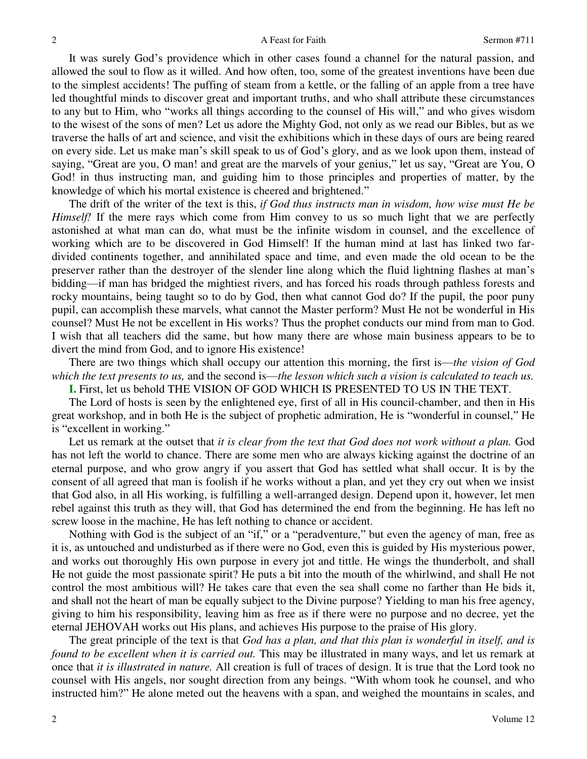It was surely God's providence which in other cases found a channel for the natural passion, and allowed the soul to flow as it willed. And how often, too, some of the greatest inventions have been due to the simplest accidents! The puffing of steam from a kettle, or the falling of an apple from a tree have led thoughtful minds to discover great and important truths, and who shall attribute these circumstances to any but to Him, who "works all things according to the counsel of His will," and who gives wisdom to the wisest of the sons of men? Let us adore the Mighty God, not only as we read our Bibles, but as we traverse the halls of art and science, and visit the exhibitions which in these days of ours are being reared on every side. Let us make man's skill speak to us of God's glory, and as we look upon them, instead of saying, "Great are you, O man! and great are the marvels of your genius," let us say, "Great are You, O God! in thus instructing man, and guiding him to those principles and properties of matter, by the knowledge of which his mortal existence is cheered and brightened."

The drift of the writer of the text is this, *if God thus instructs man in wisdom, how wise must He be Himself!* If the mere rays which come from Him convey to us so much light that we are perfectly astonished at what man can do, what must be the infinite wisdom in counsel, and the excellence of working which are to be discovered in God Himself! If the human mind at last has linked two far-divided continents together, and annihilated space and time, and even made the old ocean to be the preserver rather than the destroyer of the slender line along which the fluid lightning flashes at man's bidding—if man has bridged the mightiest rivers, and has forced his roads through pathless forests and rocky mountains, being taught so to do by God, then what cannot God do? If the pupil, the poor puny pupil, can accomplish these marvels, what cannot the Master perform? Must He not be wonderful in His counsel? Must He not be excellent in His works? Thus the prophet conducts our mind from man to God. I wish that all teachers did the same, but how many there are whose main business appears to be to divert the mind from God, and to ignore His existence!

There are two things which shall occupy our attention this morning, the first is—*the vision of God which the text presents to us,* and the second is—*the lesson which such a vision is calculated to teach us.*

**I.** First, let us behold THE VISION OF GOD WHICH IS PRESENTED TO US IN THE TEXT.

The Lord of hosts is seen by the enlightened eye, first of all in His council-chamber, and then in His great workshop, and in both He is the subject of prophetic admiration, He is "wonderful in counsel," He is "excellent in working."

Let us remark at the outset that *it is clear from the text that God does not work without a plan.* God has not left the world to chance. There are some men who are always kicking against the doctrine of an eternal purpose, and who grow angry if you assert that God has settled what shall occur. It is by the consent of all agreed that man is foolish if he works without a plan, and yet they cry out when we insist that God also, in all His working, is fulfilling a well-arranged design. Depend upon it, however, let men rebel against this truth as they will, that God has determined the end from the beginning. He has left no screw loose in the machine, He has left nothing to chance or accident.

Nothing with God is the subject of an "if," or a "peradventure," but even the agency of man, free as it is, as untouched and undisturbed as if there were no God, even this is guided by His mysterious power, and works out thoroughly His own purpose in every jot and tittle. He wings the thunderbolt, and shall He not guide the most passionate spirit? He puts a bit into the mouth of the whirlwind, and shall He not control the most ambitious will? He takes care that even the sea shall come no farther than He bids it, and shall not the heart of man be equally subject to the Divine purpose? Yielding to man his free agency, giving to him his responsibility, leaving him as free as if there were no purpose and no decree, yet the eternal JEHOVAH works out His plans, and achieves His purpose to the praise of His glory.

The great principle of the text is that *God has a plan, and that this plan is wonderful in itself, and is found to be excellent when it is carried out.* This may be illustrated in many ways, and let us remark at once that *it is illustrated in nature.* All creation is full of traces of design. It is true that the Lord took no counsel with His angels, nor sought direction from any beings. "With whom took he counsel, and who instructed him?" He alone meted out the heavens with a span, and weighed the mountains in scales, and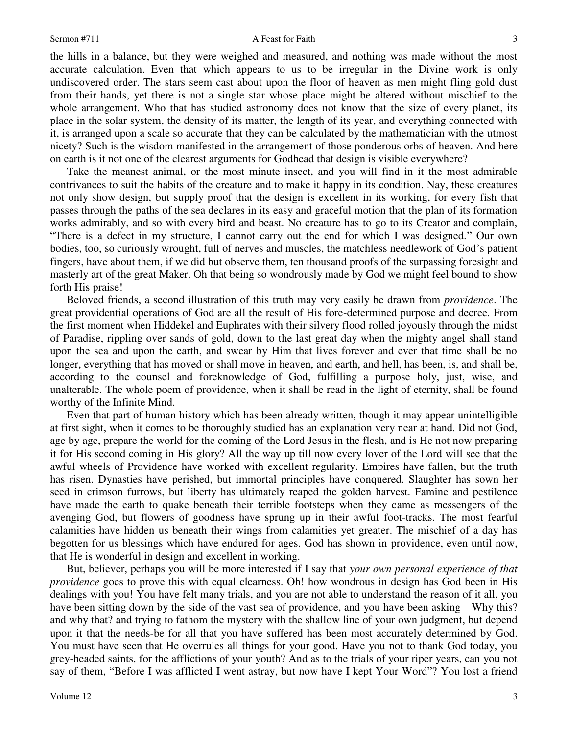the hills in a balance, but they were weighed and measured, and nothing was made without the most accurate calculation. Even that which appears to us to be irregular in the Divine work is only undiscovered order. The stars seem cast about upon the floor of heaven as men might fling gold dust from their hands, yet there is not a single star whose place might be altered without mischief to the whole arrangement. Who that has studied astronomy does not know that the size of every planet, its place in the solar system, the density of its matter, the length of its year, and everything connected with it, is arranged upon a scale so accurate that they can be calculated by the mathematician with the utmost nicety? Such is the wisdom manifested in the arrangement of those ponderous orbs of heaven. And here on earth is it not one of the clearest arguments for Godhead that design is visible everywhere?

Take the meanest animal, or the most minute insect, and you will find in it the most admirable contrivances to suit the habits of the creature and to make it happy in its condition. Nay, these creatures not only show design, but supply proof that the design is excellent in its working, for every fish that passes through the paths of the sea declares in its easy and graceful motion that the plan of its formation works admirably, and so with every bird and beast. No creature has to go to its Creator and complain, "There is a defect in my structure, I cannot carry out the end for which I was designed." Our own bodies, too, so curiously wrought, full of nerves and muscles, the matchless needlework of God's patient fingers, have about them, if we did but observe them, ten thousand proofs of the surpassing foresight and masterly art of the great Maker. Oh that being so wondrously made by God we might feel bound to show forth His praise!

Beloved friends, a second illustration of this truth may very easily be drawn from *providence*. The great providential operations of God are all the result of His fore-determined purpose and decree. From the first moment when Hiddekel and Euphrates with their silvery flood rolled joyously through the midst of Paradise, rippling over sands of gold, down to the last great day when the mighty angel shall stand upon the sea and upon the earth, and swear by Him that lives forever and ever that time shall be no longer, everything that has moved or shall move in heaven, and earth, and hell, has been, is, and shall be, according to the counsel and foreknowledge of God, fulfilling a purpose holy, just, wise, and unalterable. The whole poem of providence, when it shall be read in the light of eternity, shall be found worthy of the Infinite Mind.

Even that part of human history which has been already written, though it may appear unintelligible at first sight, when it comes to be thoroughly studied has an explanation very near at hand. Did not God, age by age, prepare the world for the coming of the Lord Jesus in the flesh, and is He not now preparing it for His second coming in His glory? All the way up till now every lover of the Lord will see that the awful wheels of Providence have worked with excellent regularity. Empires have fallen, but the truth has risen. Dynasties have perished, but immortal principles have conquered. Slaughter has sown her seed in crimson furrows, but liberty has ultimately reaped the golden harvest. Famine and pestilence have made the earth to quake beneath their terrible footsteps when they came as messengers of the avenging God, but flowers of goodness have sprung up in their awful foot-tracks. The most fearful calamities have hidden us beneath their wings from calamities yet greater. The mischief of a day has begotten for us blessings which have endured for ages. God has shown in providence, even until now, that He is wonderful in design and excellent in working.

But, believer, perhaps you will be more interested if I say that *your own personal experience of that providence* goes to prove this with equal clearness. Oh! how wondrous in design has God been in His dealings with you! You have felt many trials, and you are not able to understand the reason of it all, you have been sitting down by the side of the vast sea of providence, and you have been asking—Why this? and why that? and trying to fathom the mystery with the shallow line of your own judgment, but depend upon it that the needs-be for all that you have suffered has been most accurately determined by God. You must have seen that He overrules all things for your good. Have you not to thank God today, you grey-headed saints, for the afflictions of your youth? And as to the trials of your riper years, can you not say of them, "Before I was afflicted I went astray, but now have I kept Your Word"? You lost a friend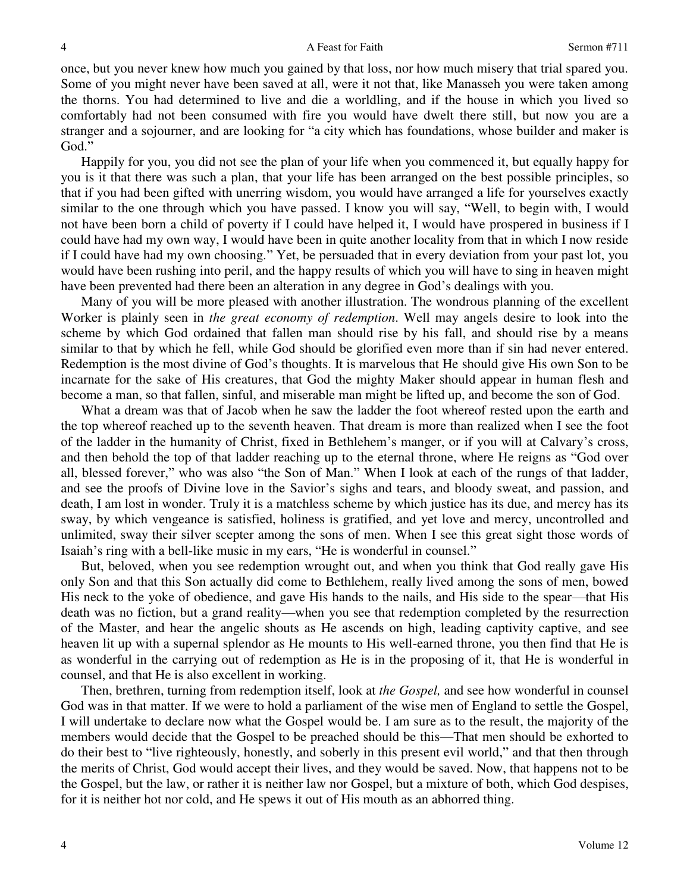once, but you never knew how much you gained by that loss, nor how much misery that trial spared you. Some of you might never have been saved at all, were it not that, like Manasseh you were taken among the thorns. You had determined to live and die a worldling, and if the house in which you lived so comfortably had not been consumed with fire you would have dwelt there still, but now you are a stranger and a sojourner, and are looking for "a city which has foundations, whose builder and maker is God."

Happily for you, you did not see the plan of your life when you commenced it, but equally happy for you is it that there was such a plan, that your life has been arranged on the best possible principles, so that if you had been gifted with unerring wisdom, you would have arranged a life for yourselves exactly similar to the one through which you have passed. I know you will say, "Well, to begin with, I would not have been born a child of poverty if I could have helped it, I would have prospered in business if I could have had my own way, I would have been in quite another locality from that in which I now reside if I could have had my own choosing." Yet, be persuaded that in every deviation from your past lot, you would have been rushing into peril, and the happy results of which you will have to sing in heaven might have been prevented had there been an alteration in any degree in God's dealings with you.

Many of you will be more pleased with another illustration. The wondrous planning of the excellent Worker is plainly seen in *the great economy of redemption*. Well may angels desire to look into the scheme by which God ordained that fallen man should rise by his fall, and should rise by a means similar to that by which he fell, while God should be glorified even more than if sin had never entered. Redemption is the most divine of God's thoughts. It is marvelous that He should give His own Son to be incarnate for the sake of His creatures, that God the mighty Maker should appear in human flesh and become a man, so that fallen, sinful, and miserable man might be lifted up, and become the son of God.

What a dream was that of Jacob when he saw the ladder the foot whereof rested upon the earth and the top whereof reached up to the seventh heaven. That dream is more than realized when I see the foot of the ladder in the humanity of Christ, fixed in Bethlehem's manger, or if you will at Calvary's cross, and then behold the top of that ladder reaching up to the eternal throne, where He reigns as "God over all, blessed forever," who was also "the Son of Man." When I look at each of the rungs of that ladder, and see the proofs of Divine love in the Savior's sighs and tears, and bloody sweat, and passion, and death, I am lost in wonder. Truly it is a matchless scheme by which justice has its due, and mercy has its sway, by which vengeance is satisfied, holiness is gratified, and yet love and mercy, uncontrolled and unlimited, sway their silver scepter among the sons of men. When I see this great sight those words of Isaiah's ring with a bell-like music in my ears, "He is wonderful in counsel."

But, beloved, when you see redemption wrought out, and when you think that God really gave His only Son and that this Son actually did come to Bethlehem, really lived among the sons of men, bowed His neck to the yoke of obedience, and gave His hands to the nails, and His side to the spear—that His death was no fiction, but a grand reality—when you see that redemption completed by the resurrection of the Master, and hear the angelic shouts as He ascends on high, leading captivity captive, and see heaven lit up with a supernal splendor as He mounts to His well-earned throne, you then find that He is as wonderful in the carrying out of redemption as He is in the proposing of it, that He is wonderful in counsel, and that He is also excellent in working.

Then, brethren, turning from redemption itself, look at *the Gospel,* and see how wonderful in counsel God was in that matter. If we were to hold a parliament of the wise men of England to settle the Gospel, I will undertake to declare now what the Gospel would be. I am sure as to the result, the majority of the members would decide that the Gospel to be preached should be this—That men should be exhorted to do their best to "live righteously, honestly, and soberly in this present evil world," and that then through the merits of Christ, God would accept their lives, and they would be saved. Now, that happens not to be the Gospel, but the law, or rather it is neither law nor Gospel, but a mixture of both, which God despises, for it is neither hot nor cold, and He spews it out of His mouth as an abhorred thing.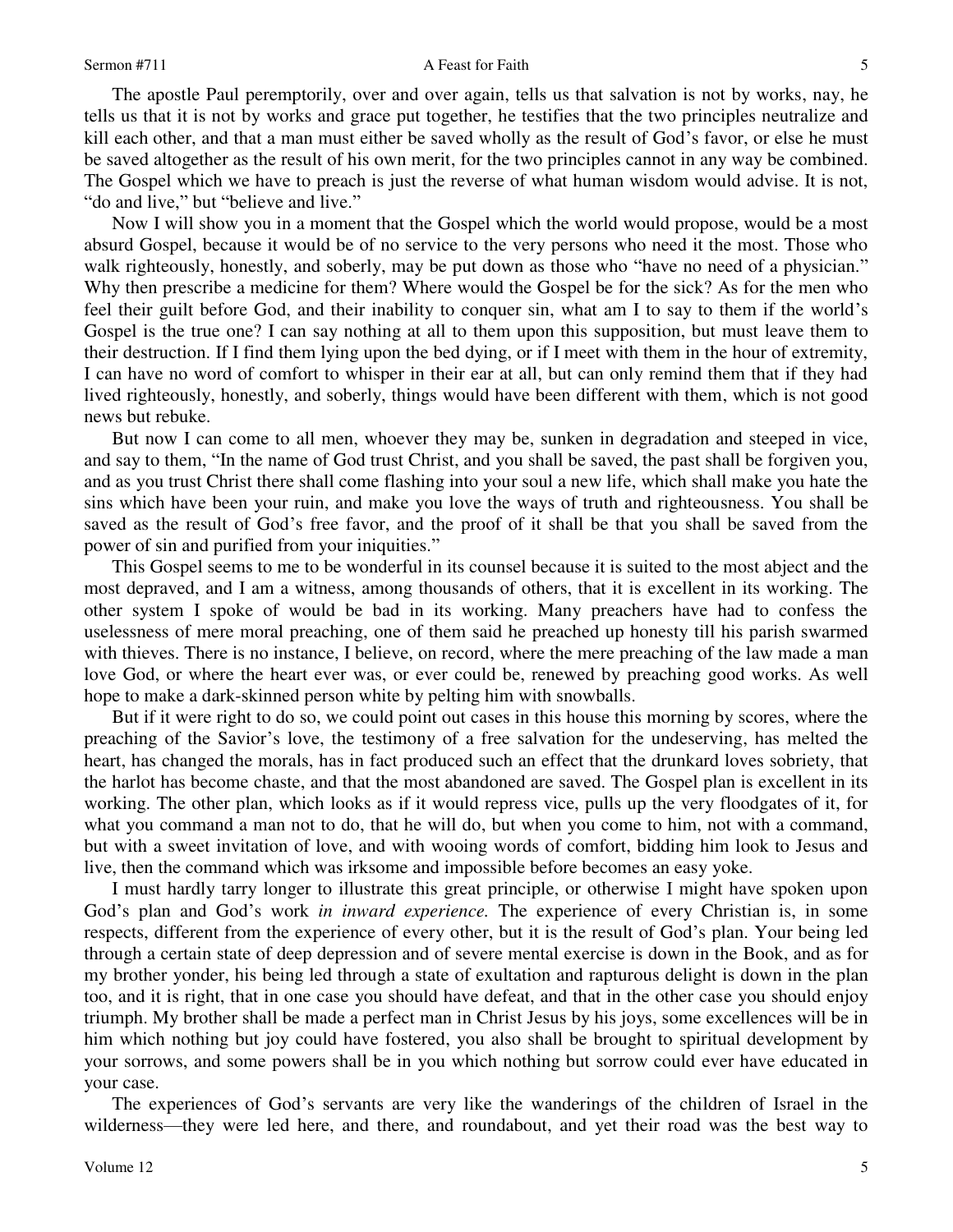The apostle Paul peremptorily, over and over again, tells us that salvation is not by works, nay, he tells us that it is not by works and grace put together, he testifies that the two principles neutralize and kill each other, and that a man must either be saved wholly as the result of God's favor, or else he must be saved altogether as the result of his own merit, for the two principles cannot in any way be combined. The Gospel which we have to preach is just the reverse of what human wisdom would advise. It is not, "do and live," but "believe and live."

Now I will show you in a moment that the Gospel which the world would propose, would be a most absurd Gospel, because it would be of no service to the very persons who need it the most. Those who walk righteously, honestly, and soberly, may be put down as those who "have no need of a physician." Why then prescribe a medicine for them? Where would the Gospel be for the sick? As for the men who feel their guilt before God, and their inability to conquer sin, what am I to say to them if the world's Gospel is the true one? I can say nothing at all to them upon this supposition, but must leave them to their destruction. If I find them lying upon the bed dying, or if I meet with them in the hour of extremity, I can have no word of comfort to whisper in their ear at all, but can only remind them that if they had lived righteously, honestly, and soberly, things would have been different with them, which is not good news but rebuke.

But now I can come to all men, whoever they may be, sunken in degradation and steeped in vice, and say to them, "In the name of God trust Christ, and you shall be saved, the past shall be forgiven you, and as you trust Christ there shall come flashing into your soul a new life, which shall make you hate the sins which have been your ruin, and make you love the ways of truth and righteousness. You shall be saved as the result of God's free favor, and the proof of it shall be that you shall be saved from the power of sin and purified from your iniquities."

This Gospel seems to me to be wonderful in its counsel because it is suited to the most abject and the most depraved, and I am a witness, among thousands of others, that it is excellent in its working. The other system I spoke of would be bad in its working. Many preachers have had to confess the uselessness of mere moral preaching, one of them said he preached up honesty till his parish swarmed with thieves. There is no instance, I believe, on record, where the mere preaching of the law made a man love God, or where the heart ever was, or ever could be, renewed by preaching good works. As well hope to make a dark-skinned person white by pelting him with snowballs.

But if it were right to do so, we could point out cases in this house this morning by scores, where the preaching of the Savior's love, the testimony of a free salvation for the undeserving, has melted the heart, has changed the morals, has in fact produced such an effect that the drunkard loves sobriety, that the harlot has become chaste, and that the most abandoned are saved. The Gospel plan is excellent in its working. The other plan, which looks as if it would repress vice, pulls up the very floodgates of it, for what you command a man not to do, that he will do, but when you come to him, not with a command, but with a sweet invitation of love, and with wooing words of comfort, bidding him look to Jesus and live, then the command which was irksome and impossible before becomes an easy yoke.

I must hardly tarry longer to illustrate this great principle, or otherwise I might have spoken upon God's plan and God's work *in inward experience.* The experience of every Christian is, in some respects, different from the experience of every other, but it is the result of God's plan. Your being led through a certain state of deep depression and of severe mental exercise is down in the Book, and as for my brother yonder, his being led through a state of exultation and rapturous delight is down in the plan too, and it is right, that in one case you should have defeat, and that in the other case you should enjoy triumph. My brother shall be made a perfect man in Christ Jesus by his joys, some excellences will be in him which nothing but joy could have fostered, you also shall be brought to spiritual development by your sorrows, and some powers shall be in you which nothing but sorrow could ever have educated in your case.

The experiences of God's servants are very like the wanderings of the children of Israel in the wilderness—they were led here, and there, and roundabout, and yet their road was the best way to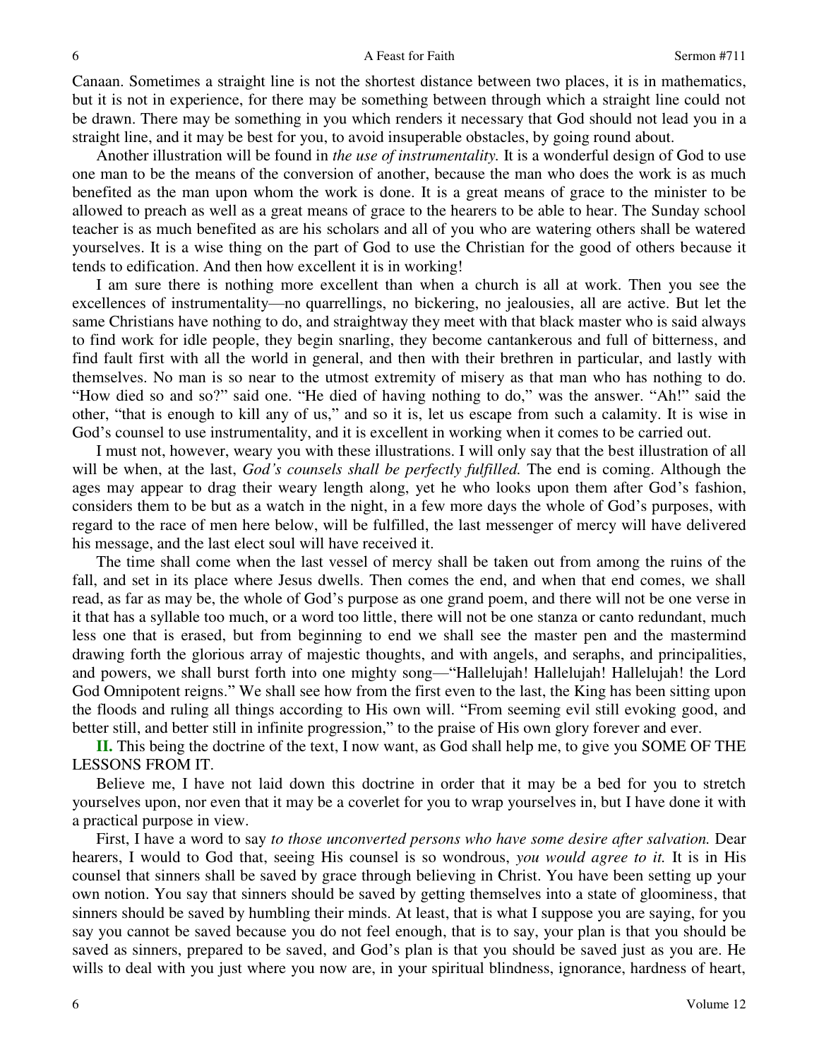Canaan. Sometimes a straight line is not the shortest distance between two places, it is in mathematics, but it is not in experience, for there may be something between through which a straight line could not be drawn. There may be something in you which renders it necessary that God should not lead you in a straight line, and it may be best for you, to avoid insuperable obstacles, by going round about.

Another illustration will be found in *the use of instrumentality.* It is a wonderful design of God to use one man to be the means of the conversion of another, because the man who does the work is as much benefited as the man upon whom the work is done. It is a great means of grace to the minister to be allowed to preach as well as a great means of grace to the hearers to be able to hear. The Sunday school teacher is as much benefited as are his scholars and all of you who are watering others shall be watered yourselves. It is a wise thing on the part of God to use the Christian for the good of others because it tends to edification. And then how excellent it is in working!

I am sure there is nothing more excellent than when a church is all at work. Then you see the excellences of instrumentality—no quarrellings, no bickering, no jealousies, all are active. But let the same Christians have nothing to do, and straightway they meet with that black master who is said always to find work for idle people, they begin snarling, they become cantankerous and full of bitterness, and find fault first with all the world in general, and then with their brethren in particular, and lastly with themselves. No man is so near to the utmost extremity of misery as that man who has nothing to do. "How died so and so?" said one. "He died of having nothing to do," was the answer. "Ah!" said the other, "that is enough to kill any of us," and so it is, let us escape from such a calamity. It is wise in God's counsel to use instrumentality, and it is excellent in working when it comes to be carried out.

I must not, however, weary you with these illustrations. I will only say that the best illustration of all will be when, at the last, *God's counsels shall be perfectly fulfilled.* The end is coming. Although the ages may appear to drag their weary length along, yet he who looks upon them after God's fashion, considers them to be but as a watch in the night, in a few more days the whole of God's purposes, with regard to the race of men here below, will be fulfilled, the last messenger of mercy will have delivered his message, and the last elect soul will have received it.

The time shall come when the last vessel of mercy shall be taken out from among the ruins of the fall, and set in its place where Jesus dwells. Then comes the end, and when that end comes, we shall read, as far as may be, the whole of God's purpose as one grand poem, and there will not be one verse in it that has a syllable too much, or a word too little, there will not be one stanza or canto redundant, much less one that is erased, but from beginning to end we shall see the master pen and the mastermind drawing forth the glorious array of majestic thoughts, and with angels, and seraphs, and principalities, and powers, we shall burst forth into one mighty song—"Hallelujah! Hallelujah! Hallelujah! the Lord God Omnipotent reigns." We shall see how from the first even to the last, the King has been sitting upon the floods and ruling all things according to His own will. "From seeming evil still evoking good, and better still, and better still in infinite progression," to the praise of His own glory forever and ever.

**II.** This being the doctrine of the text, I now want, as God shall help me, to give you SOME OF THE LESSONS FROM IT.

Believe me, I have not laid down this doctrine in order that it may be a bed for you to stretch yourselves upon, nor even that it may be a coverlet for you to wrap yourselves in, but I have done it with a practical purpose in view.

First, I have a word to say *to those unconverted persons who have some desire after salvation.* Dear hearers, I would to God that, seeing His counsel is so wondrous, *you would agree to it.* It is in His counsel that sinners shall be saved by grace through believing in Christ. You have been setting up your own notion. You say that sinners should be saved by getting themselves into a state of gloominess, that sinners should be saved by humbling their minds. At least, that is what I suppose you are saying, for you say you cannot be saved because you do not feel enough, that is to say, your plan is that you should be saved as sinners, prepared to be saved, and God's plan is that you should be saved just as you are. He wills to deal with you just where you now are, in your spiritual blindness, ignorance, hardness of heart,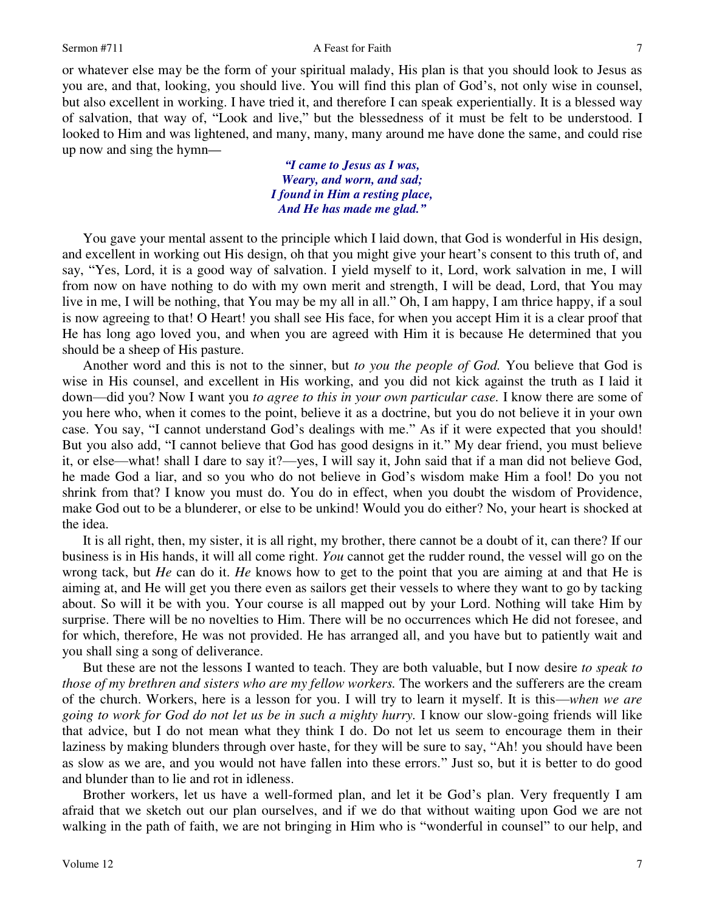or whatever else may be the form of your spiritual malady, His plan is that you should look to Jesus as you are, and that, looking, you should live. You will find this plan of God's, not only wise in counsel, but also excellent in working. I have tried it, and therefore I can speak experientially. It is a blessed way of salvation, that way of, "Look and live," but the blessedness of it must be felt to be understood. I looked to Him and was lightened, and many, many, many around me have done the same, and could rise up now and sing the hymn—

> ***"I came to Jesus as I was,***
> ***Weary, and worn, and sad;***
> ***I found in Him a resting place,***
> ***And He has made me glad."***

You gave your mental assent to the principle which I laid down, that God is wonderful in His design, and excellent in working out His design, oh that you might give your heart's consent to this truth of, and say, "Yes, Lord, it is a good way of salvation. I yield myself to it, Lord, work salvation in me, I will from now on have nothing to do with my own merit and strength, I will be dead, Lord, that You may live in me, I will be nothing, that You may be my all in all." Oh, I am happy, I am thrice happy, if a soul is now agreeing to that! O Heart! you shall see His face, for when you accept Him it is a clear proof that He has long ago loved you, and when you are agreed with Him it is because He determined that you should be a sheep of His pasture.

Another word and this is not to the sinner, but *to you the people of God.* You believe that God is wise in His counsel, and excellent in His working, and you did not kick against the truth as I laid it down—did you? Now I want you *to agree to this in your own particular case.* I know there are some of you here who, when it comes to the point, believe it as a doctrine, but you do not believe it in your own case. You say, "I cannot understand God's dealings with me." As if it were expected that you should! But you also add, "I cannot believe that God has good designs in it." My dear friend, you must believe it, or else—what! shall I dare to say it?—yes, I will say it, John said that if a man did not believe God, he made God a liar, and so you who do not believe in God's wisdom make Him a fool! Do you not shrink from that? I know you must do. You do in effect, when you doubt the wisdom of Providence, make God out to be a blunderer, or else to be unkind! Would you do either? No, your heart is shocked at the idea.

It is all right, then, my sister, it is all right, my brother, there cannot be a doubt of it, can there? If our business is in His hands, it will all come right. *You* cannot get the rudder round, the vessel will go on the wrong tack, but *He* can do it. *He* knows how to get to the point that you are aiming at and that He is aiming at, and He will get you there even as sailors get their vessels to where they want to go by tacking about. So will it be with you. Your course is all mapped out by your Lord. Nothing will take Him by surprise. There will be no novelties to Him. There will be no occurrences which He did not foresee, and for which, therefore, He was not provided. He has arranged all, and you have but to patiently wait and you shall sing a song of deliverance.

But these are not the lessons I wanted to teach. They are both valuable, but I now desire *to speak to those of my brethren and sisters who are my fellow workers.* The workers and the sufferers are the cream of the church. Workers, here is a lesson for you. I will try to learn it myself. It is this—*when we are going to work for God do not let us be in such a mighty hurry.* I know our slow-going friends will like that advice, but I do not mean what they think I do. Do not let us seem to encourage them in their laziness by making blunders through over haste, for they will be sure to say, "Ah! you should have been as slow as we are, and you would not have fallen into these errors." Just so, but it is better to do good and blunder than to lie and rot in idleness.

Brother workers, let us have a well-formed plan, and let it be God's plan. Very frequently I am afraid that we sketch out our plan ourselves, and if we do that without waiting upon God we are not walking in the path of faith, we are not bringing in Him who is "wonderful in counsel" to our help, and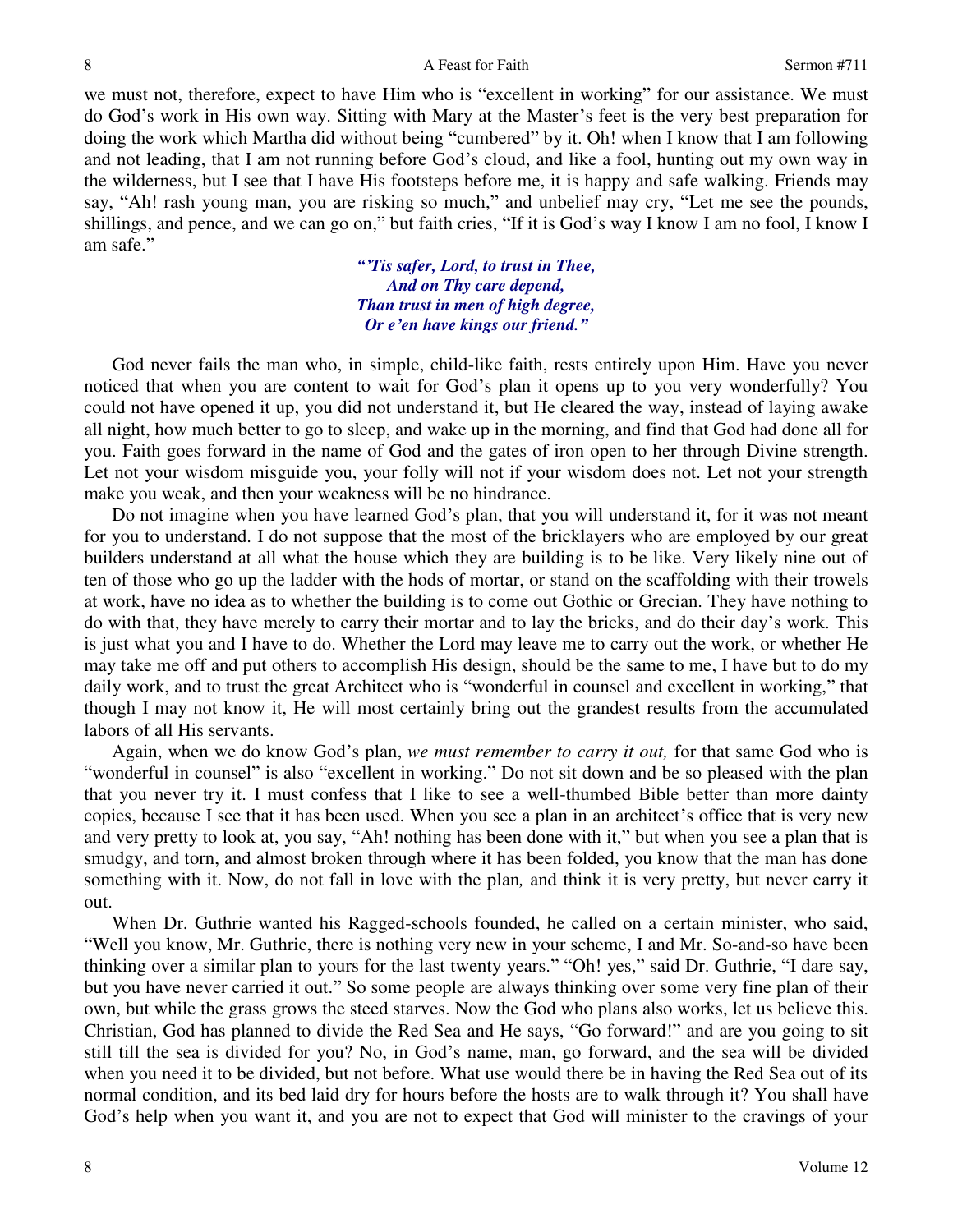we must not, therefore, expect to have Him who is "excellent in working" for our assistance. We must do God's work in His own way. Sitting with Mary at the Master's feet is the very best preparation for doing the work which Martha did without being "cumbered" by it. Oh! when I know that I am following and not leading, that I am not running before God's cloud, and like a fool, hunting out my own way in the wilderness, but I see that I have His footsteps before me, it is happy and safe walking. Friends may say, "Ah! rash young man, you are risking so much," and unbelief may cry, "Let me see the pounds, shillings, and pence, and we can go on," but faith cries, "If it is God's way I know I am no fool, I know I am safe."—

> ***"'Tis safer, Lord, to trust in Thee,***
> ***And on Thy care depend,***
> ***Than trust in men of high degree,***
> ***Or e'en have kings our friend."***

God never fails the man who, in simple, child-like faith, rests entirely upon Him. Have you never noticed that when you are content to wait for God's plan it opens up to you very wonderfully? You could not have opened it up, you did not understand it, but He cleared the way, instead of laying awake all night, how much better to go to sleep, and wake up in the morning, and find that God had done all for you. Faith goes forward in the name of God and the gates of iron open to her through Divine strength. Let not your wisdom misguide you, your folly will not if your wisdom does not. Let not your strength make you weak, and then your weakness will be no hindrance.

Do not imagine when you have learned God's plan, that you will understand it, for it was not meant for you to understand. I do not suppose that the most of the bricklayers who are employed by our great builders understand at all what the house which they are building is to be like. Very likely nine out of ten of those who go up the ladder with the hods of mortar, or stand on the scaffolding with their trowels at work, have no idea as to whether the building is to come out Gothic or Grecian. They have nothing to do with that, they have merely to carry their mortar and to lay the bricks, and do their day's work. This is just what you and I have to do. Whether the Lord may leave me to carry out the work, or whether He may take me off and put others to accomplish His design, should be the same to me, I have but to do my daily work, and to trust the great Architect who is "wonderful in counsel and excellent in working," that though I may not know it, He will most certainly bring out the grandest results from the accumulated labors of all His servants.

Again, when we do know God's plan, *we must remember to carry it out,* for that same God who is "wonderful in counsel" is also "excellent in working." Do not sit down and be so pleased with the plan that you never try it. I must confess that I like to see a well-thumbed Bible better than more dainty copies, because I see that it has been used. When you see a plan in an architect's office that is very new and very pretty to look at, you say, "Ah! nothing has been done with it," but when you see a plan that is smudgy, and torn, and almost broken through where it has been folded, you know that the man has done something with it. Now, do not fall in love with the plan, and think it is very pretty, but never carry it out.

When Dr. Guthrie wanted his Ragged-schools founded, he called on a certain minister, who said, "Well you know, Mr. Guthrie, there is nothing very new in your scheme, I and Mr. So-and-so have been thinking over a similar plan to yours for the last twenty years." "Oh! yes," said Dr. Guthrie, "I dare say, but you have never carried it out." So some people are always thinking over some very fine plan of their own, but while the grass grows the steed starves. Now the God who plans also works, let us believe this. Christian, God has planned to divide the Red Sea and He says, "Go forward!" and are you going to sit still till the sea is divided for you? No, in God's name, man, go forward, and the sea will be divided when you need it to be divided, but not before. What use would there be in having the Red Sea out of its normal condition, and its bed laid dry for hours before the hosts are to walk through it? You shall have God's help when you want it, and you are not to expect that God will minister to the cravings of your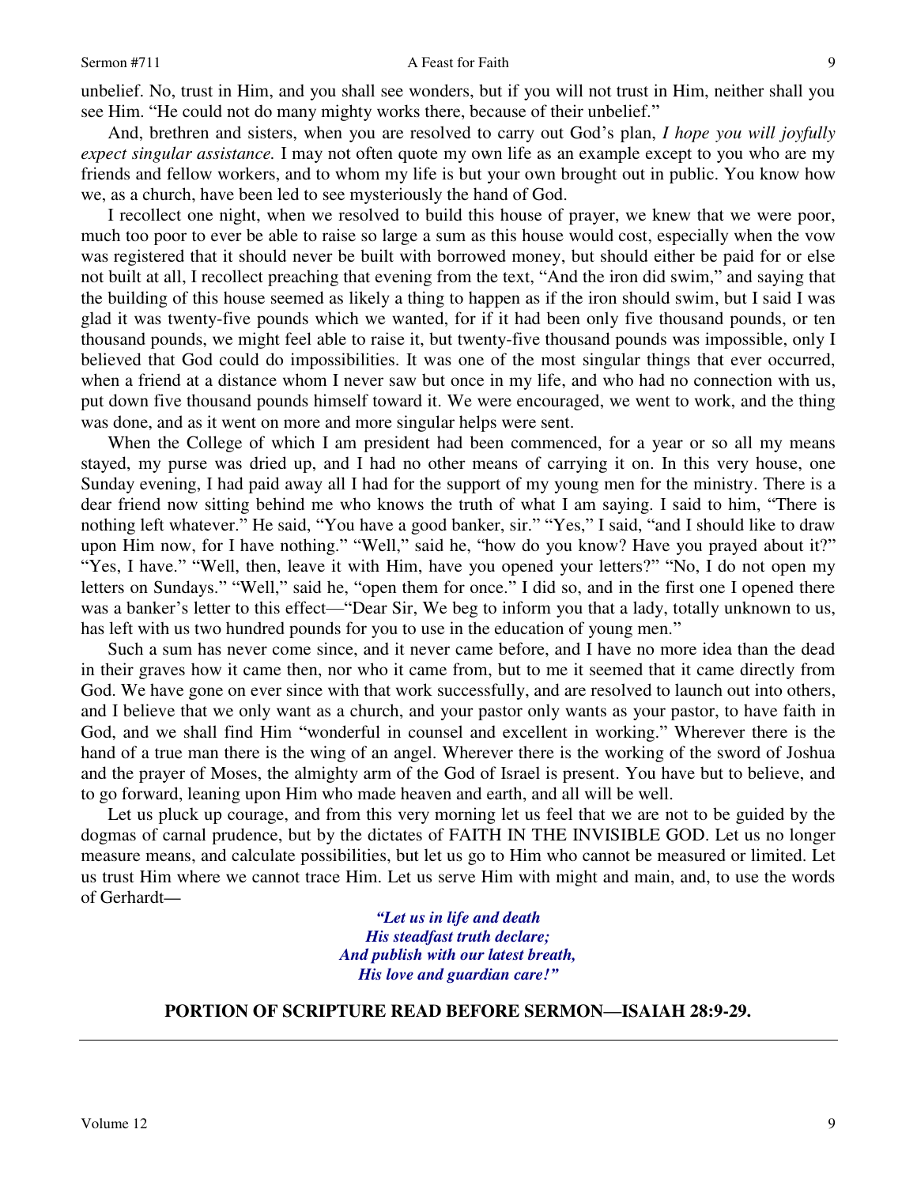unbelief. No, trust in Him, and you shall see wonders, but if you will not trust in Him, neither shall you see Him. "He could not do many mighty works there, because of their unbelief."

And, brethren and sisters, when you are resolved to carry out God's plan, *I hope you will joyfully expect singular assistance.* I may not often quote my own life as an example except to you who are my friends and fellow workers, and to whom my life is but your own brought out in public. You know how we, as a church, have been led to see mysteriously the hand of God.

I recollect one night, when we resolved to build this house of prayer, we knew that we were poor, much too poor to ever be able to raise so large a sum as this house would cost, especially when the vow was registered that it should never be built with borrowed money, but should either be paid for or else not built at all, I recollect preaching that evening from the text, "And the iron did swim," and saying that the building of this house seemed as likely a thing to happen as if the iron should swim, but I said I was glad it was twenty-five pounds which we wanted, for if it had been only five thousand pounds, or ten thousand pounds, we might feel able to raise it, but twenty-five thousand pounds was impossible, only I believed that God could do impossibilities. It was one of the most singular things that ever occurred, when a friend at a distance whom I never saw but once in my life, and who had no connection with us, put down five thousand pounds himself toward it. We were encouraged, we went to work, and the thing was done, and as it went on more and more singular helps were sent.

When the College of which I am president had been commenced, for a year or so all my means stayed, my purse was dried up, and I had no other means of carrying it on. In this very house, one Sunday evening, I had paid away all I had for the support of my young men for the ministry. There is a dear friend now sitting behind me who knows the truth of what I am saying. I said to him, "There is nothing left whatever." He said, "You have a good banker, sir." "Yes," I said, "and I should like to draw upon Him now, for I have nothing." "Well," said he, "how do you know? Have you prayed about it?" "Yes, I have." "Well, then, leave it with Him, have you opened your letters?" "No, I do not open my letters on Sundays." "Well," said he, "open them for once." I did so, and in the first one I opened there was a banker's letter to this effect—"Dear Sir, We beg to inform you that a lady, totally unknown to us, has left with us two hundred pounds for you to use in the education of young men."

Such a sum has never come since, and it never came before, and I have no more idea than the dead in their graves how it came then, nor who it came from, but to me it seemed that it came directly from God. We have gone on ever since with that work successfully, and are resolved to launch out into others, and I believe that we only want as a church, and your pastor only wants as your pastor, to have faith in God, and we shall find Him "wonderful in counsel and excellent in working." Wherever there is the hand of a true man there is the wing of an angel. Wherever there is the working of the sword of Joshua and the prayer of Moses, the almighty arm of the God of Israel is present. You have but to believe, and to go forward, leaning upon Him who made heaven and earth, and all will be well.

Let us pluck up courage, and from this very morning let us feel that we are not to be guided by the dogmas of carnal prudence, but by the dictates of FAITH IN THE INVISIBLE GOD. Let us no longer measure means, and calculate possibilities, but let us go to Him who cannot be measured or limited. Let us trust Him where we cannot trace Him. Let us serve Him with might and main, and, to use the words of Gerhardt—

> ***"Let us in life and death***
> ***His steadfast truth declare;***
> ***And publish with our latest breath,***
> ***His love and guardian care!"***

**PORTION OF SCRIPTURE READ BEFORE SERMON—ISAIAH 28:9-29.**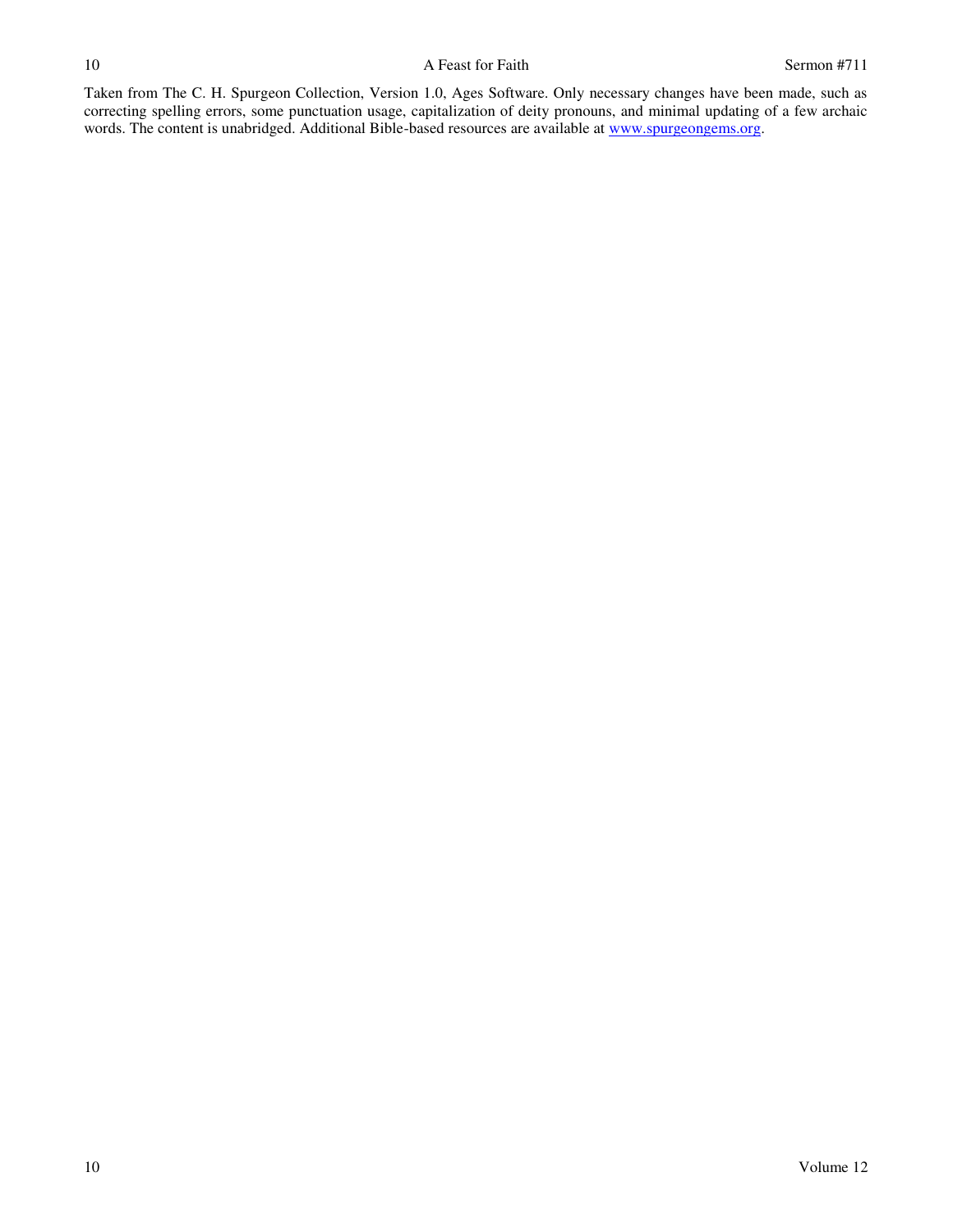Taken from The C. H. Spurgeon Collection, Version 1.0, Ages Software. Only necessary changes have been made, such as correcting spelling errors, some punctuation usage, capitalization of deity pronouns, and minimal updating of a few archaic words. The content is unabridged. Additional Bible-based resources are available at www.spurgeongems.org.